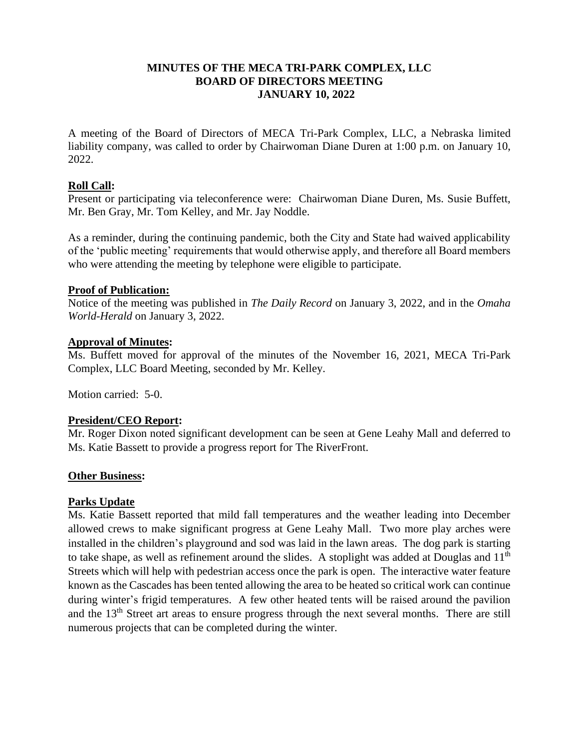# MINUTES OF THE MECA TRI-PARK COMPLEX, LLC
# BOARD OF DIRECTORS MEETING
# JANUARY 10, 2022

A meeting of the Board of Directors of MECA Tri-Park Complex, LLC, a Nebraska limited liability company, was called to order by Chairwoman Diane Duren at 1:00 p.m. on January 10, 2022.

**Roll Call:**
Present or participating via teleconference were: Chairwoman Diane Duren, Ms. Susie Buffett, Mr. Ben Gray, Mr. Tom Kelley, and Mr. Jay Noddle.

As a reminder, during the continuing pandemic, both the City and State had waived applicability of the 'public meeting' requirements that would otherwise apply, and therefore all Board members who were attending the meeting by telephone were eligible to participate.

**Proof of Publication:**
Notice of the meeting was published in *The Daily Record* on January 3, 2022, and in the *Omaha World-Herald* on January 3, 2022.

**Approval of Minutes:**
Ms. Buffett moved for approval of the minutes of the November 16, 2021, MECA Tri-Park Complex, LLC Board Meeting, seconded by Mr. Kelley.

Motion carried: 5-0.

**President/CEO Report:**
Mr. Roger Dixon noted significant development can be seen at Gene Leahy Mall and deferred to Ms. Katie Bassett to provide a progress report for The RiverFront.

**Other Business:**

**Parks Update**
Ms. Katie Bassett reported that mild fall temperatures and the weather leading into December allowed crews to make significant progress at Gene Leahy Mall. Two more play arches were installed in the children's playground and sod was laid in the lawn areas. The dog park is starting to take shape, as well as refinement around the slides. A stoplight was added at Douglas and 11th Streets which will help with pedestrian access once the park is open. The interactive water feature known as the Cascades has been tented allowing the area to be heated so critical work can continue during winter's frigid temperatures. A few other heated tents will be raised around the pavilion and the 13th Street art areas to ensure progress through the next several months. There are still numerous projects that can be completed during the winter.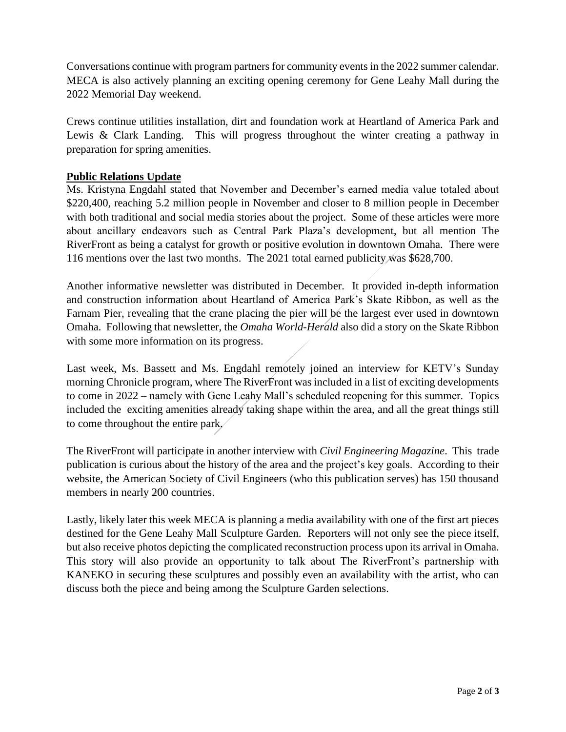Conversations continue with program partners for community events in the 2022 summer calendar. MECA is also actively planning an exciting opening ceremony for Gene Leahy Mall during the 2022 Memorial Day weekend.

Crews continue utilities installation, dirt and foundation work at Heartland of America Park and Lewis & Clark Landing. This will progress throughout the winter creating a pathway in preparation for spring amenities.

**Public Relations Update**

Ms. Kristyna Engdahl stated that November and December's earned media value totaled about $220,400, reaching 5.2 million people in November and closer to 8 million people in December with both traditional and social media stories about the project. Some of these articles were more about ancillary endeavors such as Central Park Plaza's development, but all mention The RiverFront as being a catalyst for growth or positive evolution in downtown Omaha. There were 116 mentions over the last two months. The 2021 total earned publicity was $628,700.

Another informative newsletter was distributed in December. It provided in-depth information and construction information about Heartland of America Park's Skate Ribbon, as well as the Farnam Pier, revealing that the crane placing the pier will be the largest ever used in downtown Omaha. Following that newsletter, the *Omaha World-Herald* also did a story on the Skate Ribbon with some more information on its progress.

Last week, Ms. Bassett and Ms. Engdahl remotely joined an interview for KETV's Sunday morning Chronicle program, where The RiverFront was included in a list of exciting developments to come in 2022 – namely with Gene Leahy Mall's scheduled reopening for this summer. Topics included the exciting amenities already taking shape within the area, and all the great things still to come throughout the entire park.

The RiverFront will participate in another interview with *Civil Engineering Magazine*. This trade publication is curious about the history of the area and the project's key goals. According to their website, the American Society of Civil Engineers (who this publication serves) has 150 thousand members in nearly 200 countries.

Lastly, likely later this week MECA is planning a media availability with one of the first art pieces destined for the Gene Leahy Mall Sculpture Garden. Reporters will not only see the piece itself, but also receive photos depicting the complicated reconstruction process upon its arrival in Omaha. This story will also provide an opportunity to talk about The RiverFront's partnership with KANEKO in securing these sculptures and possibly even an availability with the artist, who can discuss both the piece and being among the Sculpture Garden selections.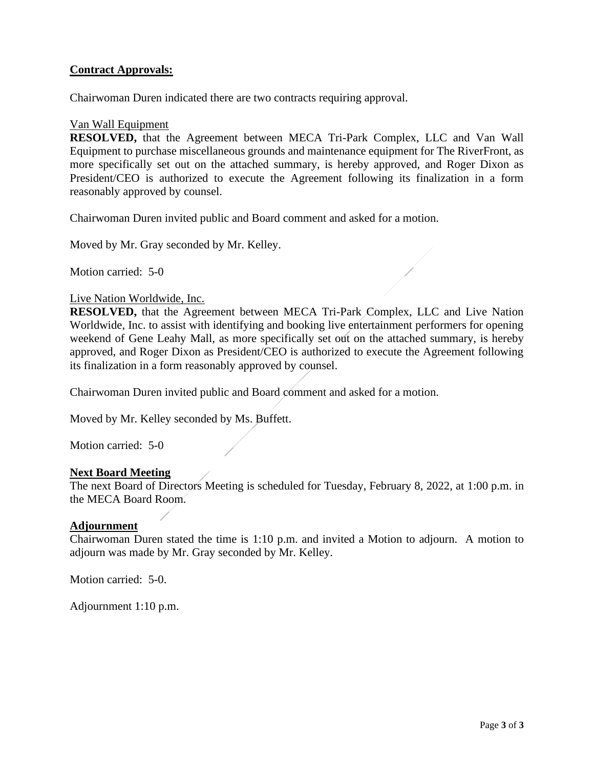**Contract Approvals:**

Chairwoman Duren indicated there are two contracts requiring approval.

Van Wall Equipment

**RESOLVED,** that the Agreement between MECA Tri-Park Complex, LLC and Van Wall Equipment to purchase miscellaneous grounds and maintenance equipment for The RiverFront, as more specifically set out on the attached summary, is hereby approved, and Roger Dixon as President/CEO is authorized to execute the Agreement following its finalization in a form reasonably approved by counsel.

Chairwoman Duren invited public and Board comment and asked for a motion.

Moved by Mr. Gray seconded by Mr. Kelley.

Motion carried: 5-0

Live Nation Worldwide, Inc.

**RESOLVED,** that the Agreement between MECA Tri-Park Complex, LLC and Live Nation Worldwide, Inc. to assist with identifying and booking live entertainment performers for opening weekend of Gene Leahy Mall, as more specifically set out on the attached summary, is hereby approved, and Roger Dixon as President/CEO is authorized to execute the Agreement following its finalization in a form reasonably approved by counsel.

Chairwoman Duren invited public and Board comment and asked for a motion.

Moved by Mr. Kelley seconded by Ms. Buffett.

Motion carried: 5-0

**Next Board Meeting**

The next Board of Directors Meeting is scheduled for Tuesday, February 8, 2022, at 1:00 p.m. in the MECA Board Room.

**Adjournment**

Chairwoman Duren stated the time is 1:10 p.m. and invited a Motion to adjourn. A motion to adjourn was made by Mr. Gray seconded by Mr. Kelley.

Motion carried: 5-0.

Adjournment 1:10 p.m.